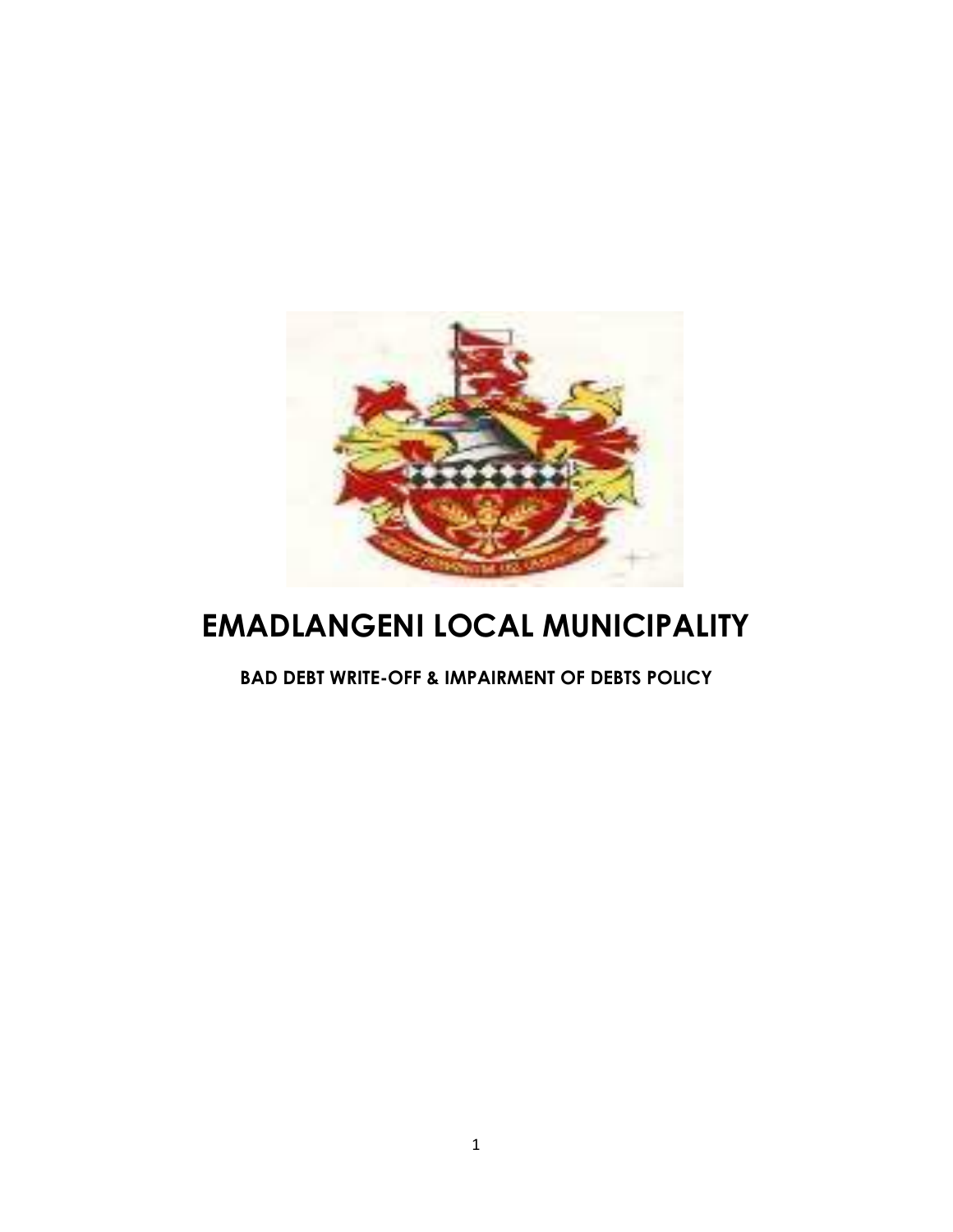# EMADLANGENI LOCAL MUNICIPALITY

## BAD DEBT WRITE-OFF & IMPAIRMENT OF DEBTS POLICY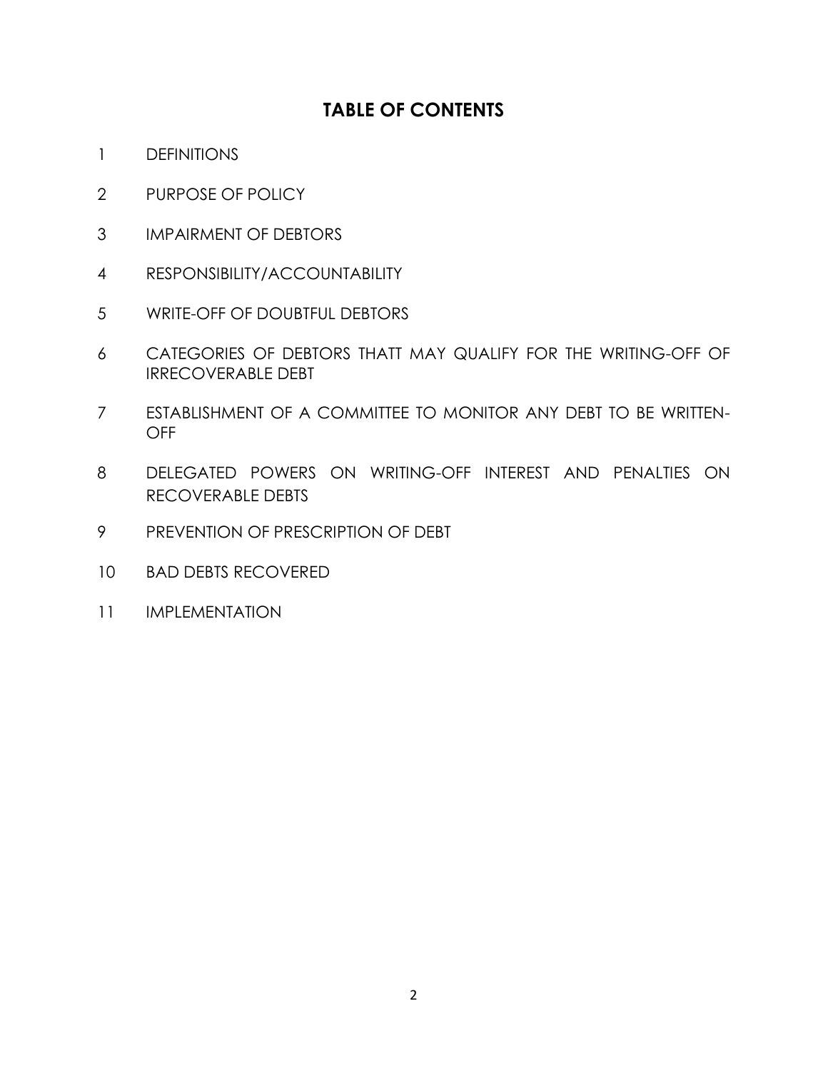# TABLE OF CONTENTS

1 DEFINITIONS

2 PURPOSE OF POLICY

3 IMPAIRMENT OF DEBTORS

4 RESPONSIBILITY/ACCOUNTABILITY

5 WRITE-OFF OF DOUBTFUL DEBTORS

6 CATEGORIES OF DEBTORS THATT MAY QUALIFY FOR THE WRITING-OFF OF IRRECOVERABLE DEBT

7 ESTABLISHMENT OF A COMMITTEE TO MONITOR ANY DEBT TO BE WRITTEN-OFF

8 DELEGATED POWERS ON WRITING-OFF INTEREST AND PENALTIES ON RECOVERABLE DEBTS

9 PREVENTION OF PRESCRIPTION OF DEBT

10 BAD DEBTS RECOVERED

11 IMPLEMENTATION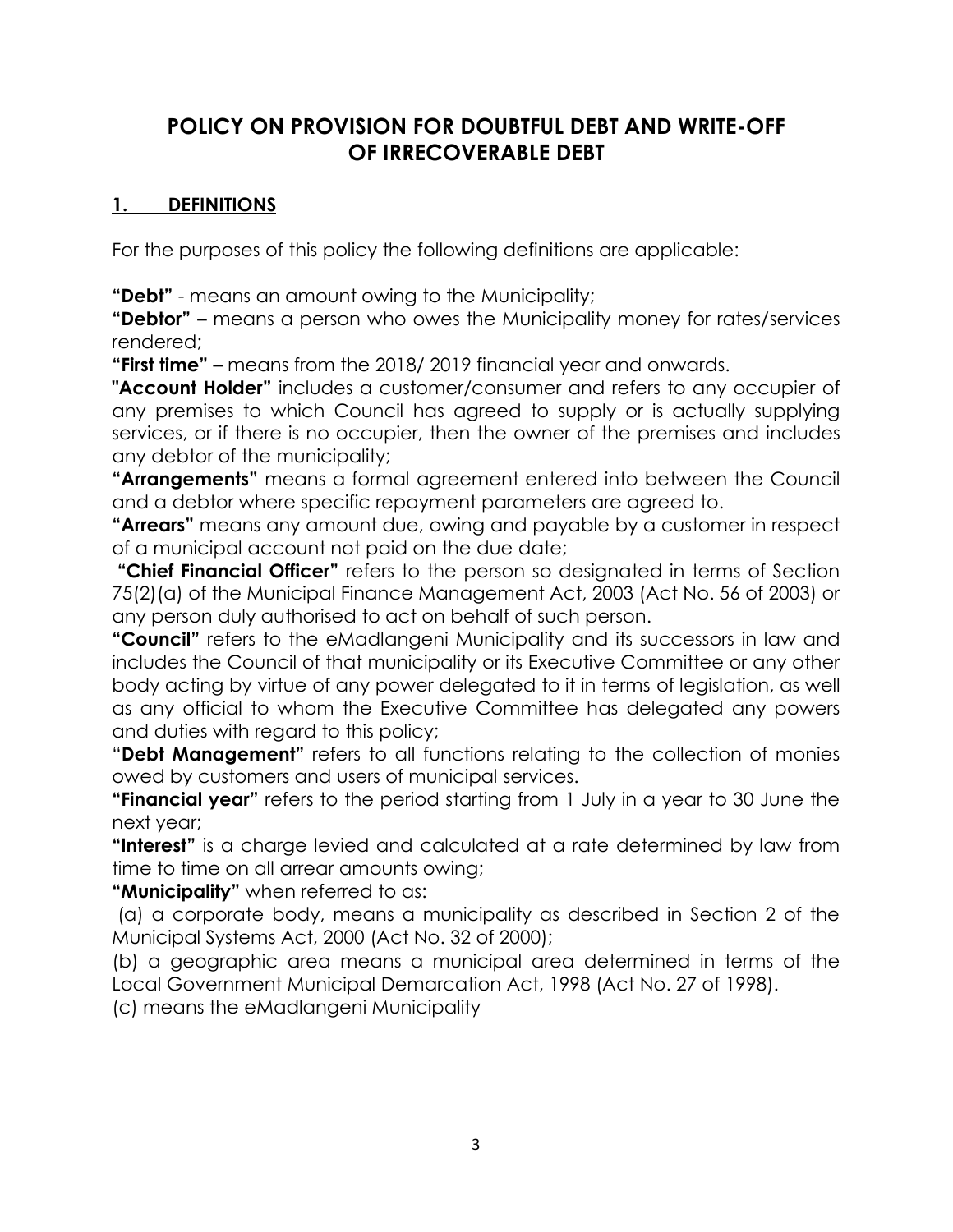# POLICY ON PROVISION FOR DOUBTFUL DEBT AND WRITE-OFF OF IRRECOVERABLE DEBT

## 1. DEFINITIONS

For the purposes of this policy the following definitions are applicable:

**"Debt"** - means an amount owing to the Municipality;

**"Debtor"** – means a person who owes the Municipality money for rates/services rendered;

**"First time"** – means from the 2018/ 2019 financial year and onwards.

**"Account Holder"** includes a customer/consumer and refers to any occupier of any premises to which Council has agreed to supply or is actually supplying services, or if there is no occupier, then the owner of the premises and includes any debtor of the municipality;

**"Arrangements"** means a formal agreement entered into between the Council and a debtor where specific repayment parameters are agreed to.

**"Arrears"** means any amount due, owing and payable by a customer in respect of a municipal account not paid on the due date;

**"Chief Financial Officer"** refers to the person so designated in terms of Section 75(2)(a) of the Municipal Finance Management Act, 2003 (Act No. 56 of 2003) or any person duly authorised to act on behalf of such person.

**"Council"** refers to the eMadlangeni Municipality and its successors in law and includes the Council of that municipality or its Executive Committee or any other body acting by virtue of any power delegated to it in terms of legislation, as well as any official to whom the Executive Committee has delegated any powers and duties with regard to this policy;

"**Debt Management"** refers to all functions relating to the collection of monies owed by customers and users of municipal services.

**"Financial year"** refers to the period starting from 1 July in a year to 30 June the next year;

**"Interest"** is a charge levied and calculated at a rate determined by law from time to time on all arrear amounts owing;

**"Municipality"** when referred to as:

(a) a corporate body, means a municipality as described in Section 2 of the Municipal Systems Act, 2000 (Act No. 32 of 2000);

(b) a geographic area means a municipal area determined in terms of the Local Government Municipal Demarcation Act, 1998 (Act No. 27 of 1998).

(c) means the eMadlangeni Municipality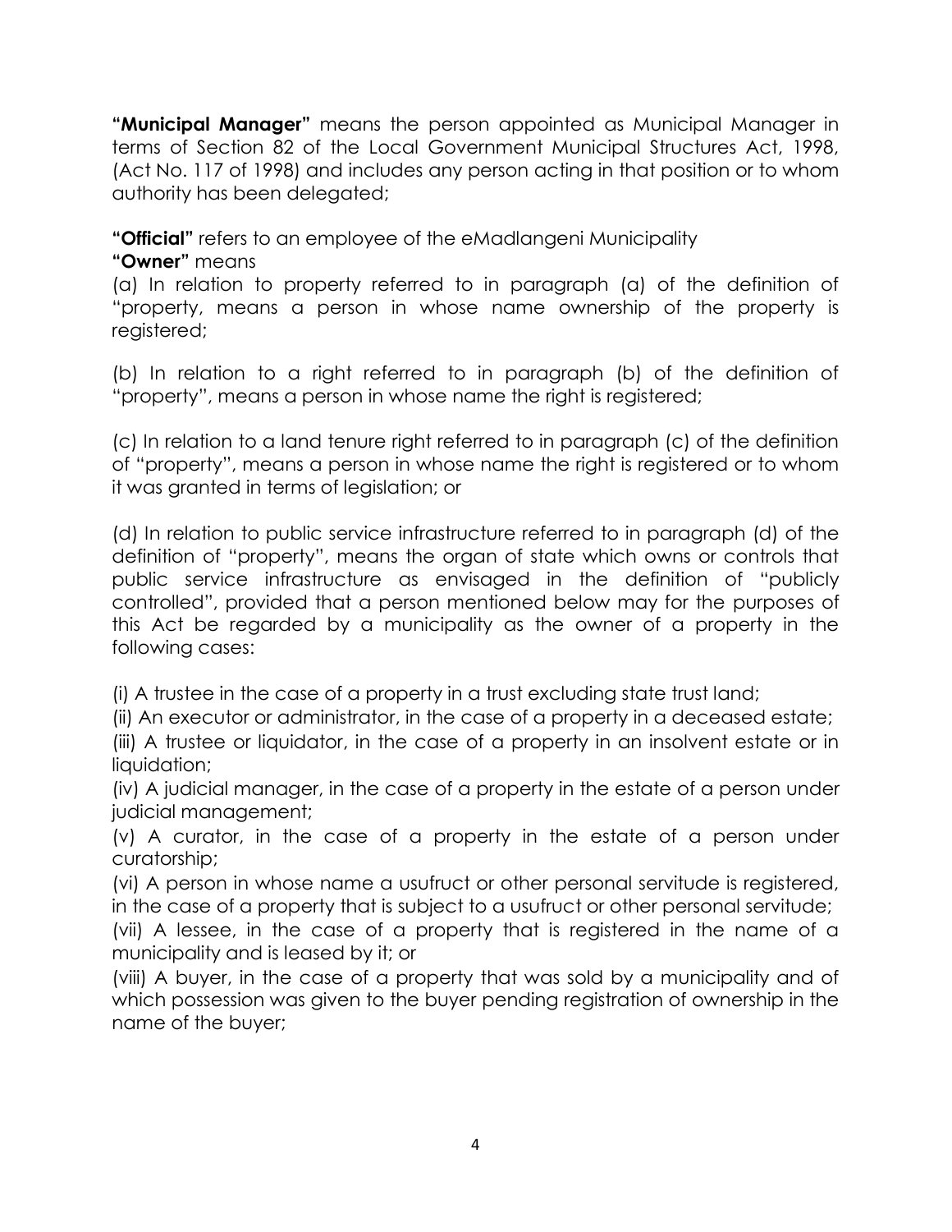**"Municipal Manager"** means the person appointed as Municipal Manager in terms of Section 82 of the Local Government Municipal Structures Act, 1998, (Act No. 117 of 1998) and includes any person acting in that position or to whom authority has been delegated;

**"Official"** refers to an employee of the eMadlangeni Municipality

**"Owner"** means

(a) In relation to property referred to in paragraph (a) of the definition of "property, means a person in whose name ownership of the property is registered;

(b) In relation to a right referred to in paragraph (b) of the definition of "property", means a person in whose name the right is registered;

(c) In relation to a land tenure right referred to in paragraph (c) of the definition of "property", means a person in whose name the right is registered or to whom it was granted in terms of legislation; or

(d) In relation to public service infrastructure referred to in paragraph (d) of the definition of "property", means the organ of state which owns or controls that public service infrastructure as envisaged in the definition of "publicly controlled", provided that a person mentioned below may for the purposes of this Act be regarded by a municipality as the owner of a property in the following cases:

(i) A trustee in the case of a property in a trust excluding state trust land;
(ii) An executor or administrator, in the case of a property in a deceased estate;
(iii) A trustee or liquidator, in the case of a property in an insolvent estate or in liquidation;
(iv) A judicial manager, in the case of a property in the estate of a person under judicial management;
(v) A curator, in the case of a property in the estate of a person under curatorship;
(vi) A person in whose name a usufruct or other personal servitude is registered, in the case of a property that is subject to a usufruct or other personal servitude;
(vii) A lessee, in the case of a property that is registered in the name of a municipality and is leased by it; or
(viii) A buyer, in the case of a property that was sold by a municipality and of which possession was given to the buyer pending registration of ownership in the name of the buyer;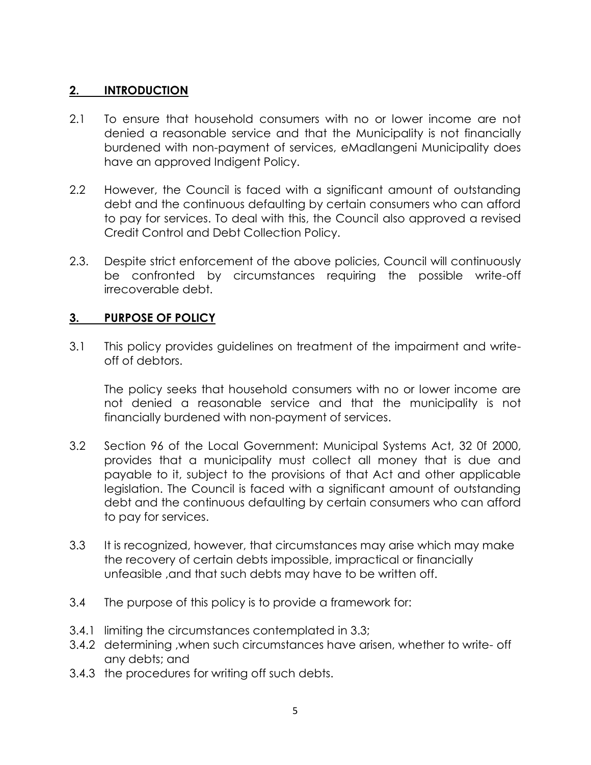## 2. INTRODUCTION

2.1 To ensure that household consumers with no or lower income are not denied a reasonable service and that the Municipality is not financially burdened with non-payment of services, eMadlangeni Municipality does have an approved Indigent Policy.

2.2 However, the Council is faced with a significant amount of outstanding debt and the continuous defaulting by certain consumers who can afford to pay for services. To deal with this, the Council also approved a revised Credit Control and Debt Collection Policy.

2.3. Despite strict enforcement of the above policies, Council will continuously be confronted by circumstances requiring the possible write-off irrecoverable debt.

## 3. PURPOSE OF POLICY

3.1 This policy provides guidelines on treatment of the impairment and write-off of debtors.

The policy seeks that household consumers with no or lower income are not denied a reasonable service and that the municipality is not financially burdened with non-payment of services.

3.2 Section 96 of the Local Government: Municipal Systems Act, 32 0f 2000, provides that a municipality must collect all money that is due and payable to it, subject to the provisions of that Act and other applicable legislation. The Council is faced with a significant amount of outstanding debt and the continuous defaulting by certain consumers who can afford to pay for services.

3.3 It is recognized, however, that circumstances may arise which may make the recovery of certain debts impossible, impractical or financially unfeasible ,and that such debts may have to be written off.

3.4 The purpose of this policy is to provide a framework for:

3.4.1 limiting the circumstances contemplated in 3.3;
3.4.2 determining ,when such circumstances have arisen, whether to write- off any debts; and
3.4.3 the procedures for writing off such debts.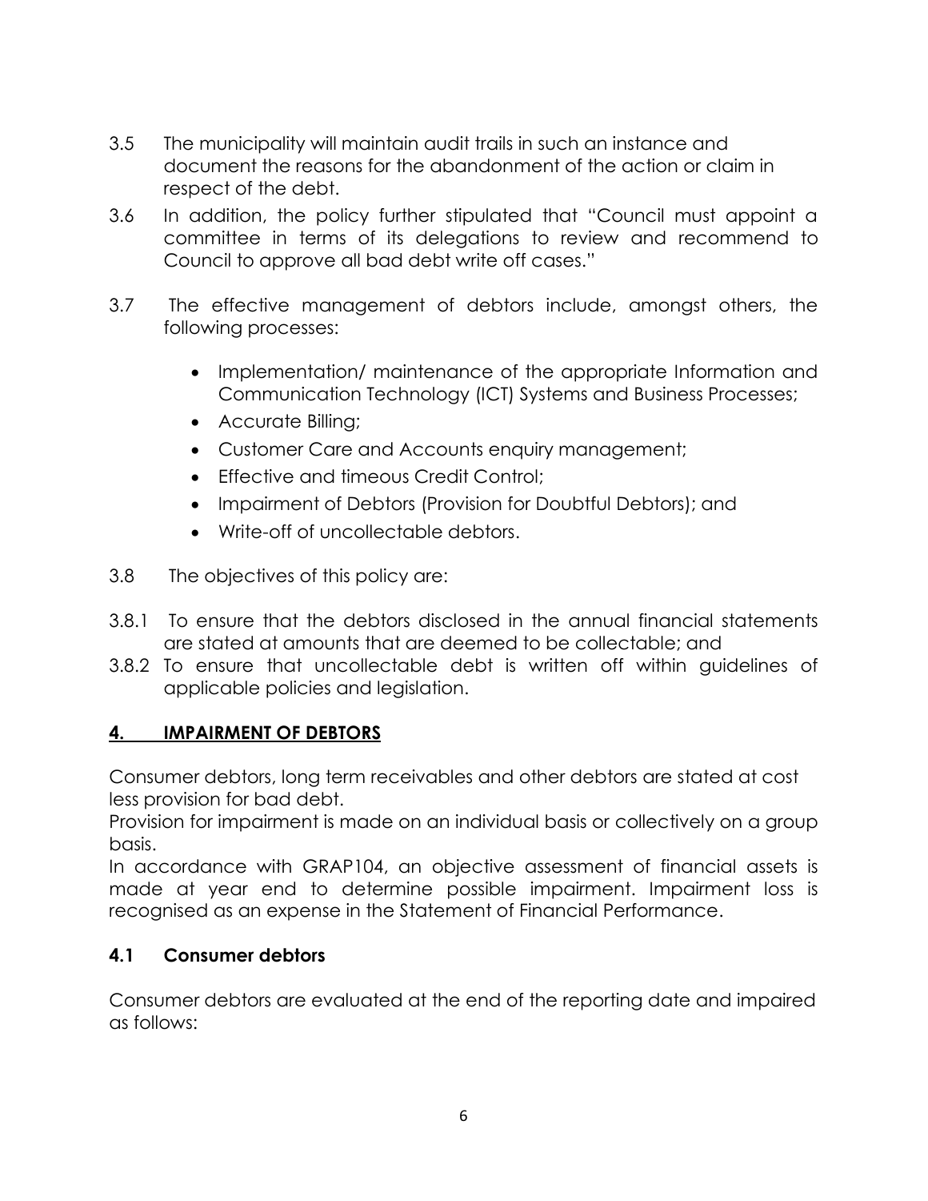3.5 The municipality will maintain audit trails in such an instance and document the reasons for the abandonment of the action or claim in respect of the debt.

3.6 In addition, the policy further stipulated that "Council must appoint a committee in terms of its delegations to review and recommend to Council to approve all bad debt write off cases."

3.7 The effective management of debtors include, amongst others, the following processes:

- Implementation/ maintenance of the appropriate Information and Communication Technology (ICT) Systems and Business Processes;
- Accurate Billing;
- Customer Care and Accounts enquiry management;
- Effective and timeous Credit Control;
- Impairment of Debtors (Provision for Doubtful Debtors); and
- Write-off of uncollectable debtors.

3.8 The objectives of this policy are:

3.8.1 To ensure that the debtors disclosed in the annual financial statements are stated at amounts that are deemed to be collectable; and

3.8.2 To ensure that uncollectable debt is written off within guidelines of applicable policies and legislation.

## 4. IMPAIRMENT OF DEBTORS

Consumer debtors, long term receivables and other debtors are stated at cost less provision for bad debt.

Provision for impairment is made on an individual basis or collectively on a group basis.

In accordance with GRAP104, an objective assessment of financial assets is made at year end to determine possible impairment. Impairment loss is recognised as an expense in the Statement of Financial Performance.

### 4.1 Consumer debtors

Consumer debtors are evaluated at the end of the reporting date and impaired as follows: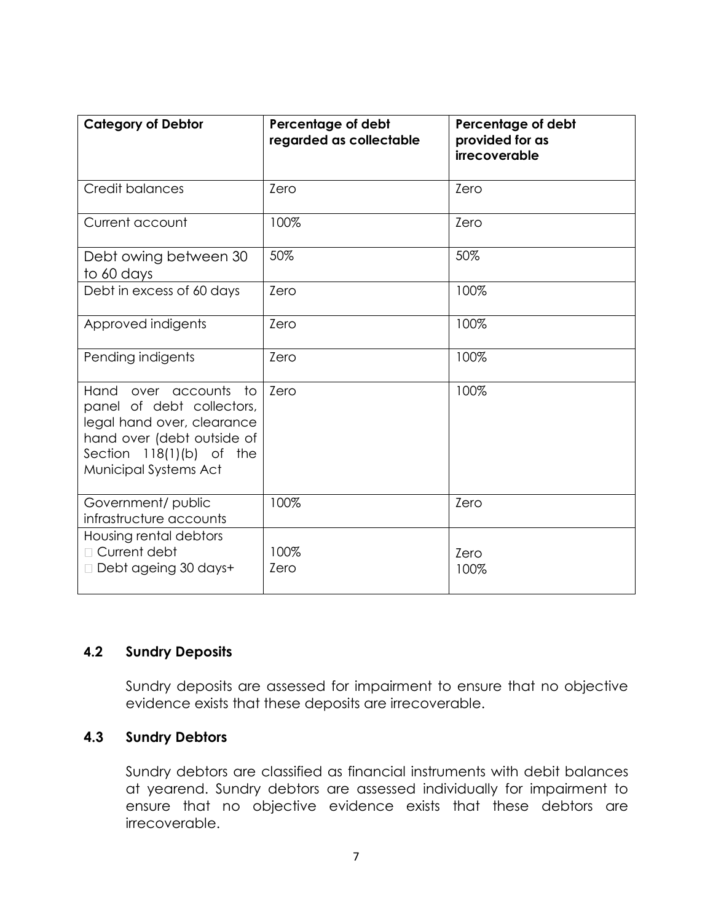| Category of Debtor | Percentage of debt regarded as collectable | Percentage of debt provided for as irrecoverable |
|---|---|---|
| Credit balances | Zero | Zero |
| Current account | 100% | Zero |
| Debt owing between 30 to 60 days | 50% | 50% |
| Debt in excess of 60 days | Zero | 100% |
| Approved indigents | Zero | 100% |
| Pending indigents | Zero | 100% |
| Hand over accounts to panel of debt collectors, legal hand over, clearance hand over (debt outside of Section 118(1)(b) of the Municipal Systems Act | Zero | 100% |
| Government/ public infrastructure accounts | 100% | Zero |
| Housing rental debtors<br>- Current debt<br>- Debt ageing 30 days+ | <br>100%<br>Zero | <br>Zero<br>100% |

### 4.2 Sundry Deposits

Sundry deposits are assessed for impairment to ensure that no objective evidence exists that these deposits are irrecoverable.

### 4.3 Sundry Debtors

Sundry debtors are classified as financial instruments with debit balances at yearend. Sundry debtors are assessed individually for impairment to ensure that no objective evidence exists that these debtors are irrecoverable.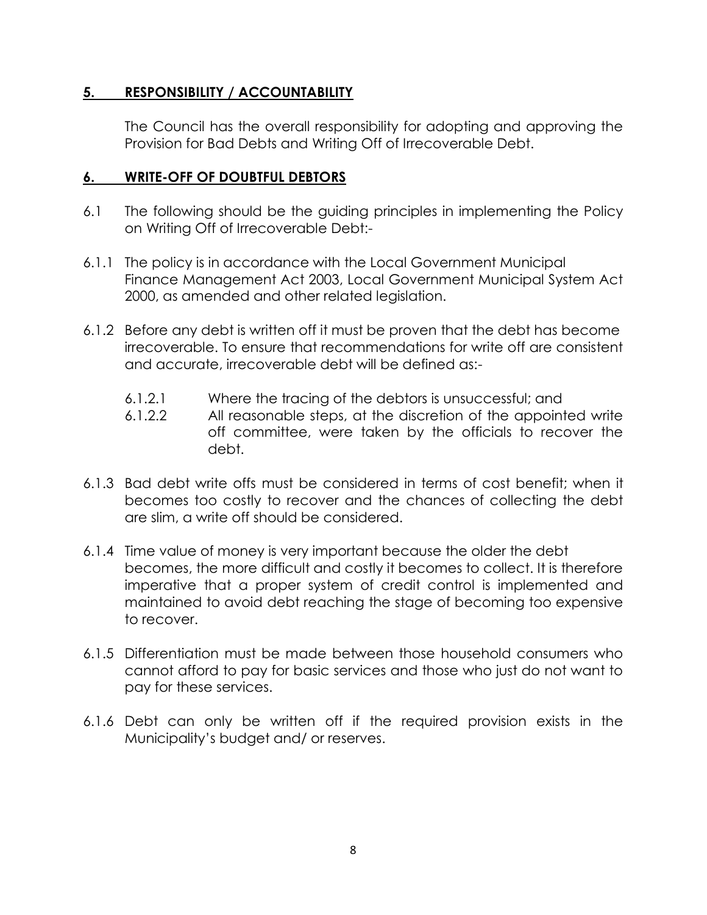## 5. RESPONSIBILITY / ACCOUNTABILITY

The Council has the overall responsibility for adopting and approving the Provision for Bad Debts and Writing Off of Irrecoverable Debt.

## 6. WRITE-OFF OF DOUBTFUL DEBTORS

6.1 The following should be the guiding principles in implementing the Policy on Writing Off of Irrecoverable Debt:-

6.1.1 The policy is in accordance with the Local Government Municipal Finance Management Act 2003, Local Government Municipal System Act 2000, as amended and other related legislation.

6.1.2 Before any debt is written off it must be proven that the debt has become irrecoverable. To ensure that recommendations for write off are consistent and accurate, irrecoverable debt will be defined as:-

- 6.1.2.1 Where the tracing of the debtors is unsuccessful; and
- 6.1.2.2 All reasonable steps, at the discretion of the appointed write off committee, were taken by the officials to recover the debt.

6.1.3 Bad debt write offs must be considered in terms of cost benefit; when it becomes too costly to recover and the chances of collecting the debt are slim, a write off should be considered.

6.1.4 Time value of money is very important because the older the debt becomes, the more difficult and costly it becomes to collect. It is therefore imperative that a proper system of credit control is implemented and maintained to avoid debt reaching the stage of becoming too expensive to recover.

6.1.5 Differentiation must be made between those household consumers who cannot afford to pay for basic services and those who just do not want to pay for these services.

6.1.6 Debt can only be written off if the required provision exists in the Municipality's budget and/ or reserves.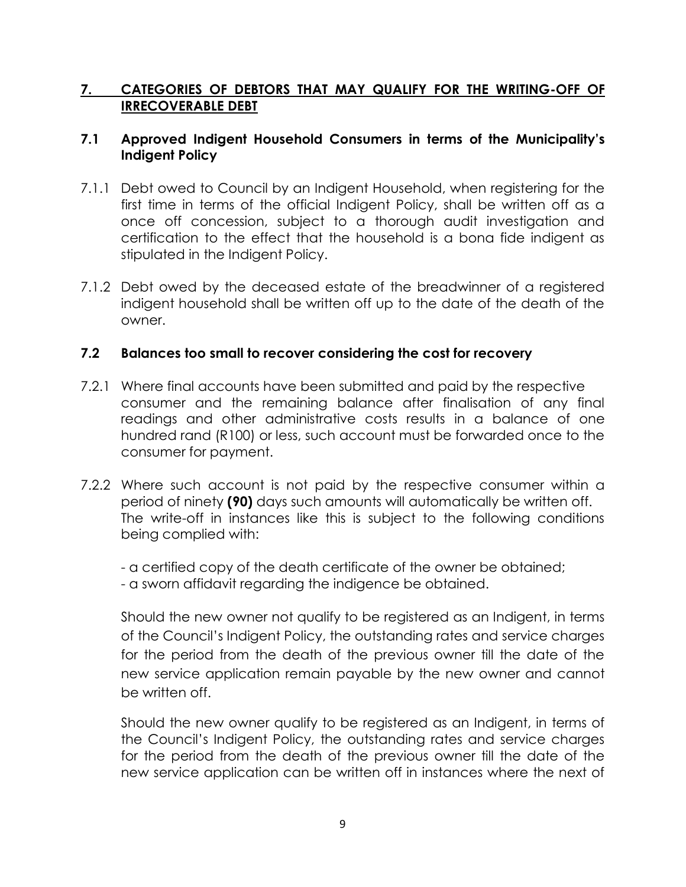## 7. CATEGORIES OF DEBTORS THAT MAY QUALIFY FOR THE WRITING-OFF OF IRRECOVERABLE DEBT

### 7.1 Approved Indigent Household Consumers in terms of the Municipality's Indigent Policy

7.1.1 Debt owed to Council by an Indigent Household, when registering for the first time in terms of the official Indigent Policy, shall be written off as a once off concession, subject to a thorough audit investigation and certification to the effect that the household is a bona fide indigent as stipulated in the Indigent Policy.

7.1.2 Debt owed by the deceased estate of the breadwinner of a registered indigent household shall be written off up to the date of the death of the owner.

### 7.2 Balances too small to recover considering the cost for recovery

7.2.1 Where final accounts have been submitted and paid by the respective consumer and the remaining balance after finalisation of any final readings and other administrative costs results in a balance of one hundred rand (R100) or less, such account must be forwarded once to the consumer for payment.

7.2.2 Where such account is not paid by the respective consumer within a period of ninety **(90)** days such amounts will automatically be written off. The write-off in instances like this is subject to the following conditions being complied with:

- a certified copy of the death certificate of the owner be obtained;
- a sworn affidavit regarding the indigence be obtained.

Should the new owner not qualify to be registered as an Indigent, in terms of the Council's Indigent Policy, the outstanding rates and service charges for the period from the death of the previous owner till the date of the new service application remain payable by the new owner and cannot be written off.

Should the new owner qualify to be registered as an Indigent, in terms of the Council's Indigent Policy, the outstanding rates and service charges for the period from the death of the previous owner till the date of the new service application can be written off in instances where the next of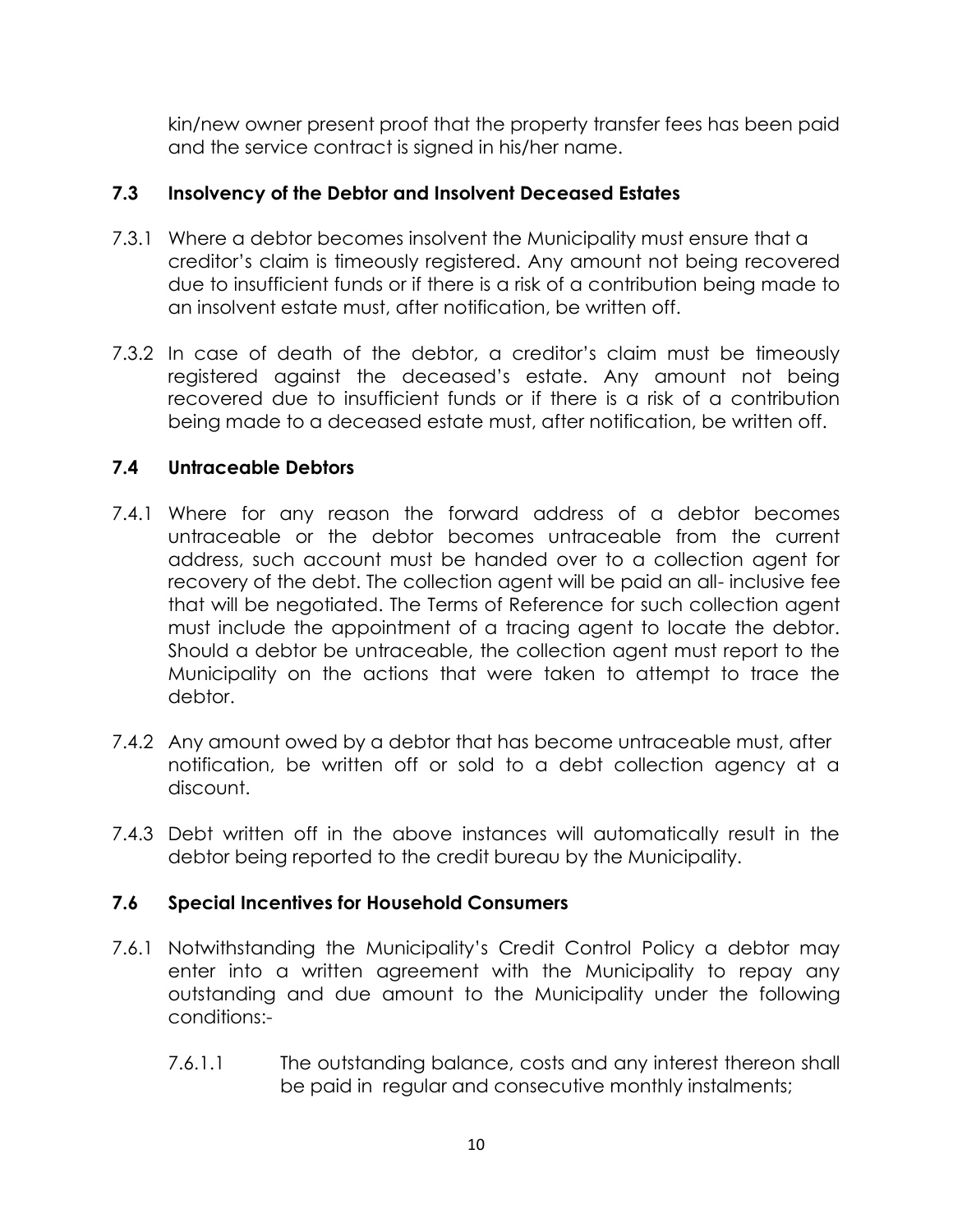kin/new owner present proof that the property transfer fees has been paid and the service contract is signed in his/her name.

### 7.3 Insolvency of the Debtor and Insolvent Deceased Estates

7.3.1 Where a debtor becomes insolvent the Municipality must ensure that a creditor's claim is timeously registered. Any amount not being recovered due to insufficient funds or if there is a risk of a contribution being made to an insolvent estate must, after notification, be written off.

7.3.2 In case of death of the debtor, a creditor's claim must be timeously registered against the deceased's estate. Any amount not being recovered due to insufficient funds or if there is a risk of a contribution being made to a deceased estate must, after notification, be written off.

### 7.4 Untraceable Debtors

7.4.1 Where for any reason the forward address of a debtor becomes untraceable or the debtor becomes untraceable from the current address, such account must be handed over to a collection agent for recovery of the debt. The collection agent will be paid an all- inclusive fee that will be negotiated. The Terms of Reference for such collection agent must include the appointment of a tracing agent to locate the debtor. Should a debtor be untraceable, the collection agent must report to the Municipality on the actions that were taken to attempt to trace the debtor.

7.4.2 Any amount owed by a debtor that has become untraceable must, after notification, be written off or sold to a debt collection agency at a discount.

7.4.3 Debt written off in the above instances will automatically result in the debtor being reported to the credit bureau by the Municipality.

### 7.6 Special Incentives for Household Consumers

7.6.1 Notwithstanding the Municipality's Credit Control Policy a debtor may enter into a written agreement with the Municipality to repay any outstanding and due amount to the Municipality under the following conditions:-

7.6.1.1 The outstanding balance, costs and any interest thereon shall be paid in regular and consecutive monthly instalments;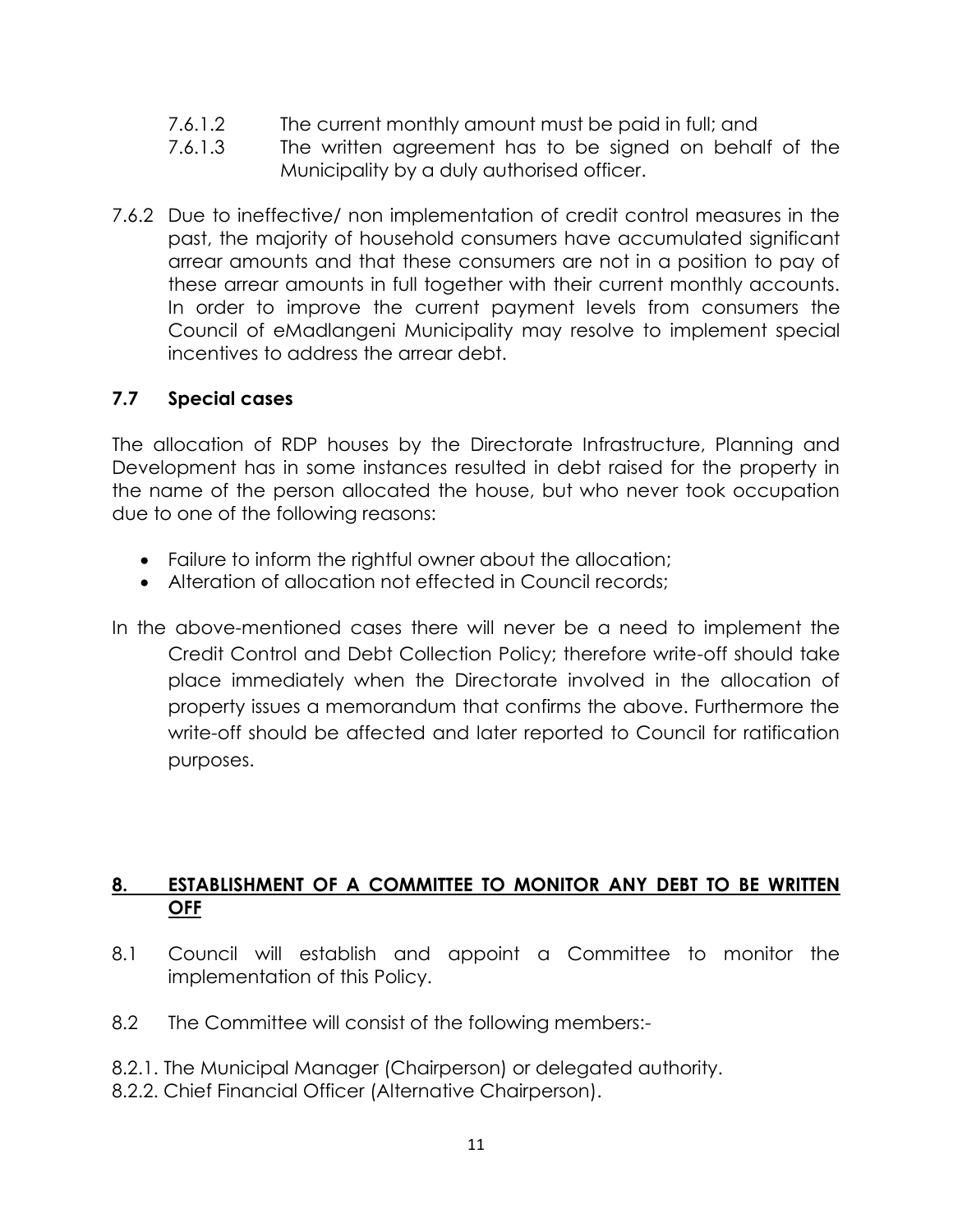7.6.1.2 The current monthly amount must be paid in full; and

7.6.1.3 The written agreement has to be signed on behalf of the Municipality by a duly authorised officer.

7.6.2 Due to ineffective/ non implementation of credit control measures in the past, the majority of household consumers have accumulated significant arrear amounts and that these consumers are not in a position to pay of these arrear amounts in full together with their current monthly accounts. In order to improve the current payment levels from consumers the Council of eMadlangeni Municipality may resolve to implement special incentives to address the arrear debt.

### 7.7 Special cases

The allocation of RDP houses by the Directorate Infrastructure, Planning and Development has in some instances resulted in debt raised for the property in the name of the person allocated the house, but who never took occupation due to one of the following reasons:

- Failure to inform the rightful owner about the allocation;
- Alteration of allocation not effected in Council records;

In the above-mentioned cases there will never be a need to implement the Credit Control and Debt Collection Policy; therefore write-off should take place immediately when the Directorate involved in the allocation of property issues a memorandum that confirms the above. Furthermore the write-off should be affected and later reported to Council for ratification purposes.

## 8. ESTABLISHMENT OF A COMMITTEE TO MONITOR ANY DEBT TO BE WRITTEN OFF

8.1 Council will establish and appoint a Committee to monitor the implementation of this Policy.

8.2 The Committee will consist of the following members:-

8.2.1. The Municipal Manager (Chairperson) or delegated authority.

8.2.2. Chief Financial Officer (Alternative Chairperson).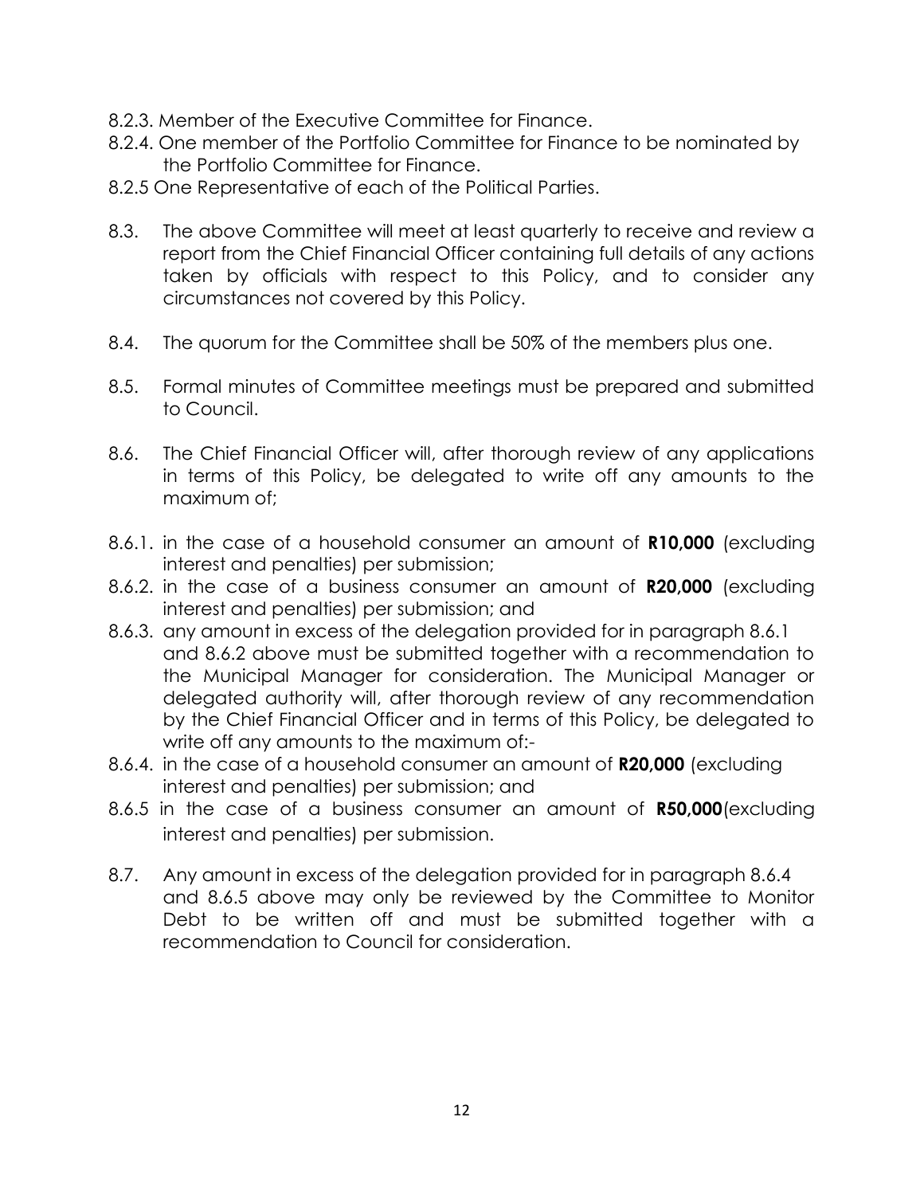8.2.3. Member of the Executive Committee for Finance.

8.2.4. One member of the Portfolio Committee for Finance to be nominated by the Portfolio Committee for Finance.

8.2.5 One Representative of each of the Political Parties.

8.3. The above Committee will meet at least quarterly to receive and review a report from the Chief Financial Officer containing full details of any actions taken by officials with respect to this Policy, and to consider any circumstances not covered by this Policy.

8.4. The quorum for the Committee shall be 50% of the members plus one.

8.5. Formal minutes of Committee meetings must be prepared and submitted to Council.

8.6. The Chief Financial Officer will, after thorough review of any applications in terms of this Policy, be delegated to write off any amounts to the maximum of;

8.6.1. in the case of a household consumer an amount of **R10,000** (excluding interest and penalties) per submission;

8.6.2. in the case of a business consumer an amount of **R20,000** (excluding interest and penalties) per submission; and

8.6.3. any amount in excess of the delegation provided for in paragraph 8.6.1 and 8.6.2 above must be submitted together with a recommendation to the Municipal Manager for consideration. The Municipal Manager or delegated authority will, after thorough review of any recommendation by the Chief Financial Officer and in terms of this Policy, be delegated to write off any amounts to the maximum of:-

8.6.4. in the case of a household consumer an amount of **R20,000** (excluding interest and penalties) per submission; and

8.6.5 in the case of a business consumer an amount of **R50,000**(excluding interest and penalties) per submission.

8.7. Any amount in excess of the delegation provided for in paragraph 8.6.4 and 8.6.5 above may only be reviewed by the Committee to Monitor Debt to be written off and must be submitted together with a recommendation to Council for consideration.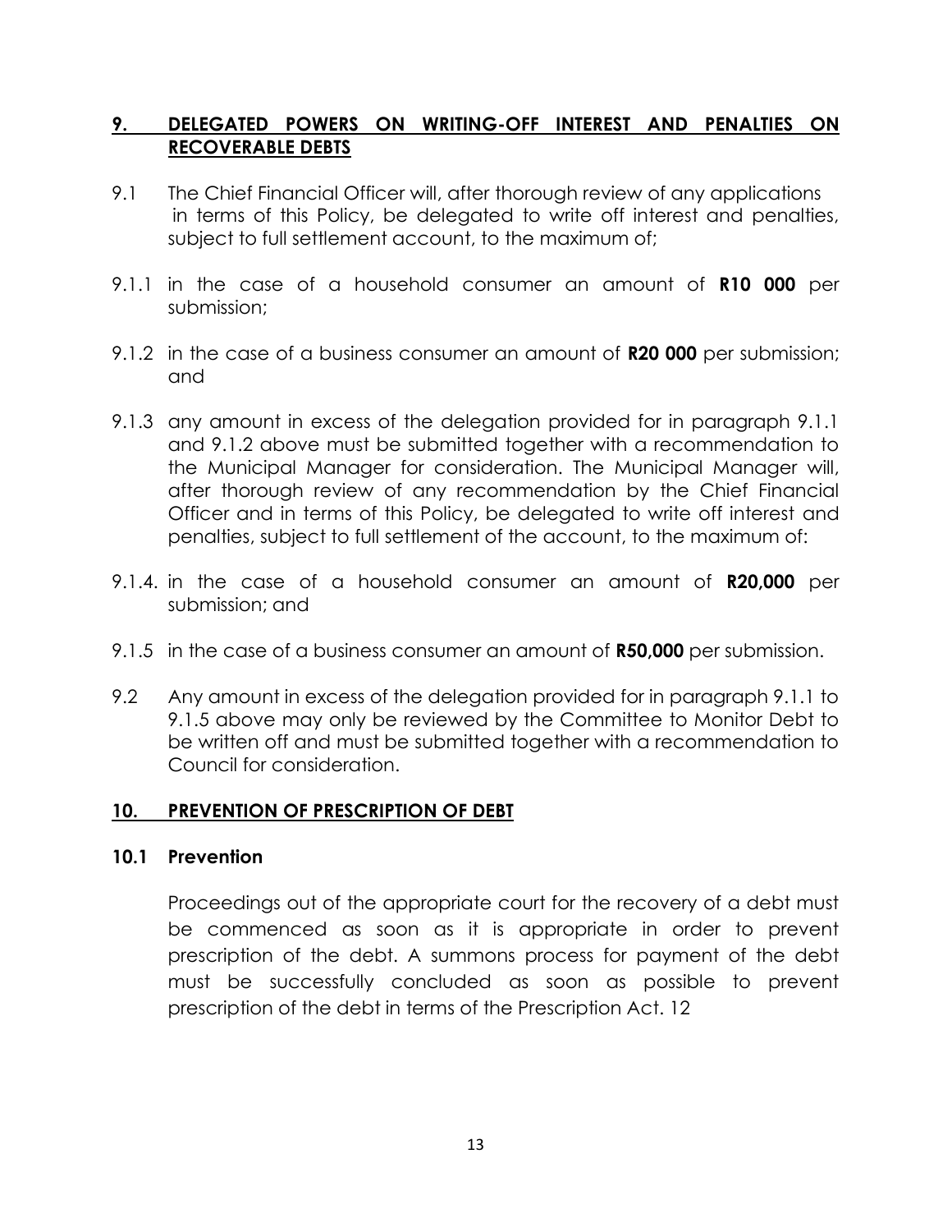## 9. DELEGATED POWERS ON WRITING-OFF INTEREST AND PENALTIES ON RECOVERABLE DEBTS

9.1 The Chief Financial Officer will, after thorough review of any applications in terms of this Policy, be delegated to write off interest and penalties, subject to full settlement account, to the maximum of;

9.1.1 in the case of a household consumer an amount of **R10 000** per submission;

9.1.2 in the case of a business consumer an amount of **R20 000** per submission; and

9.1.3 any amount in excess of the delegation provided for in paragraph 9.1.1 and 9.1.2 above must be submitted together with a recommendation to the Municipal Manager for consideration. The Municipal Manager will, after thorough review of any recommendation by the Chief Financial Officer and in terms of this Policy, be delegated to write off interest and penalties, subject to full settlement of the account, to the maximum of:

9.1.4. in the case of a household consumer an amount of **R20,000** per submission; and

9.1.5 in the case of a business consumer an amount of **R50,000** per submission.

9.2 Any amount in excess of the delegation provided for in paragraph 9.1.1 to 9.1.5 above may only be reviewed by the Committee to Monitor Debt to be written off and must be submitted together with a recommendation to Council for consideration.

## 10. PREVENTION OF PRESCRIPTION OF DEBT

### 10.1 Prevention

Proceedings out of the appropriate court for the recovery of a debt must be commenced as soon as it is appropriate in order to prevent prescription of the debt. A summons process for payment of the debt must be successfully concluded as soon as possible to prevent prescription of the debt in terms of the Prescription Act. 12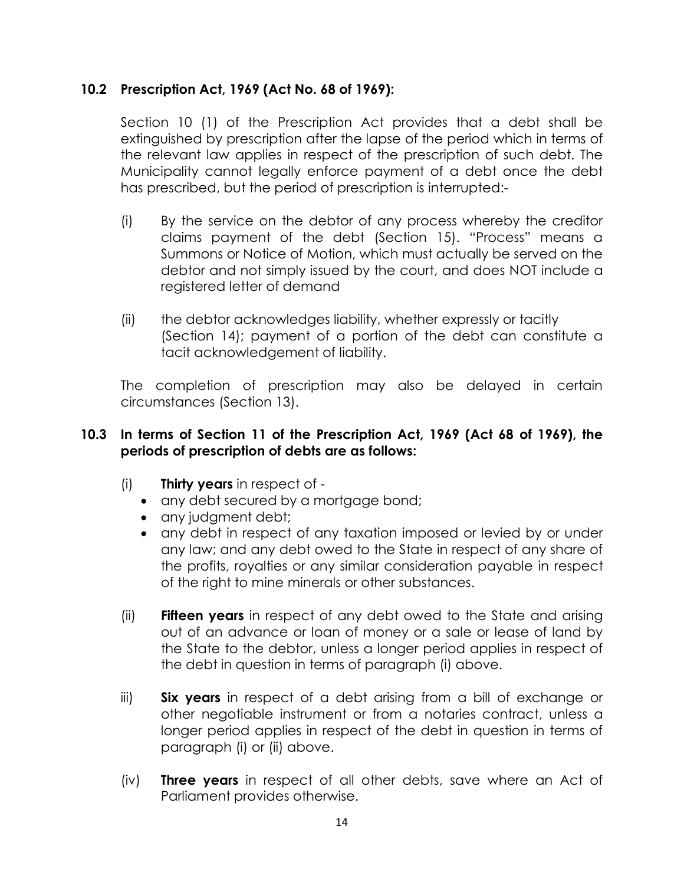## 10.2 Prescription Act, 1969 (Act No. 68 of 1969):

Section 10 (1) of the Prescription Act provides that a debt shall be extinguished by prescription after the lapse of the period which in terms of the relevant law applies in respect of the prescription of such debt. The Municipality cannot legally enforce payment of a debt once the debt has prescribed, but the period of prescription is interrupted:-

(i) By the service on the debtor of any process whereby the creditor claims payment of the debt (Section 15). "Process" means a Summons or Notice of Motion, which must actually be served on the debtor and not simply issued by the court, and does NOT include a registered letter of demand

(ii) the debtor acknowledges liability, whether expressly or tacitly (Section 14); payment of a portion of the debt can constitute a tacit acknowledgement of liability.

The completion of prescription may also be delayed in certain circumstances (Section 13).

## 10.3 In terms of Section 11 of the Prescription Act, 1969 (Act 68 of 1969), the periods of prescription of debts are as follows:

(i) **Thirty years** in respect of -
- any debt secured by a mortgage bond;
- any judgment debt;
- any debt in respect of any taxation imposed or levied by or under any law; and any debt owed to the State in respect of any share of the profits, royalties or any similar consideration payable in respect of the right to mine minerals or other substances.

(ii) **Fifteen years** in respect of any debt owed to the State and arising out of an advance or loan of money or a sale or lease of land by the State to the debtor, unless a longer period applies in respect of the debt in question in terms of paragraph (i) above.

iii) **Six years** in respect of a debt arising from a bill of exchange or other negotiable instrument or from a notaries contract, unless a longer period applies in respect of the debt in question in terms of paragraph (i) or (ii) above.

(iv) **Three years** in respect of all other debts, save where an Act of Parliament provides otherwise.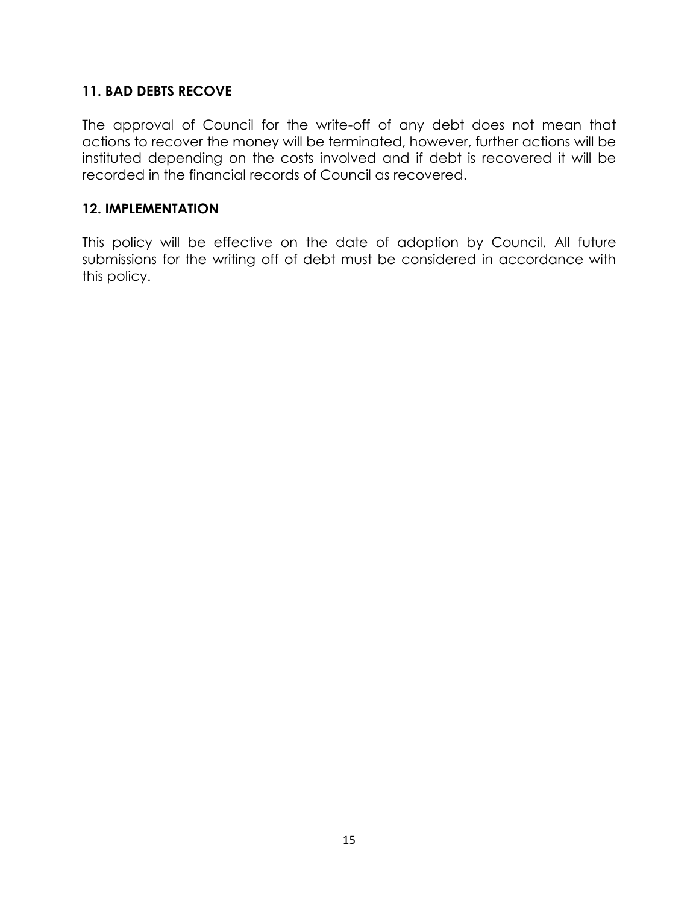## 11. BAD DEBTS RECOVE

The approval of Council for the write-off of any debt does not mean that actions to recover the money will be terminated, however, further actions will be instituted depending on the costs involved and if debt is recovered it will be recorded in the financial records of Council as recovered.

## 12. IMPLEMENTATION

This policy will be effective on the date of adoption by Council. All future submissions for the writing off of debt must be considered in accordance with this policy.